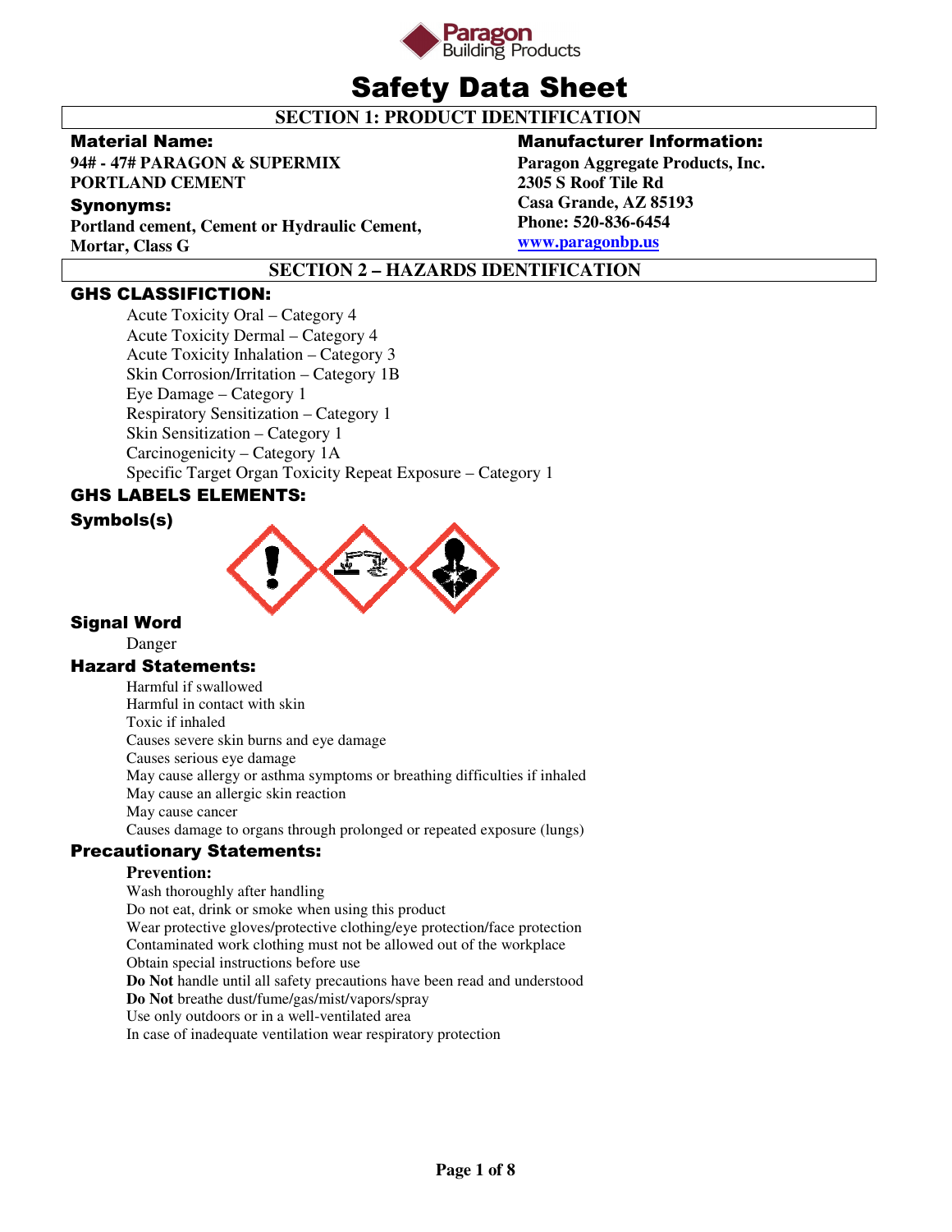Paragon Building Products

# Safety Data Sheet

## SECTION 1: PRODUCT IDENTIFICATION

**Material Name:**

**94# - 47# PARAGON & SUPERMIX PORTLAND CEMENT**

**Synonyms:**

**Portland cement, Cement or Hydraulic Cement, Mortar, Class G**

**Manufacturer Information:**

**Paragon Aggregate Products, Inc.**
**2305 S Roof Tile Rd**
**Casa Grande, AZ 85193**
**Phone: 520-836-6454**
**www.paragonbp.us**

## SECTION 2 – HAZARDS IDENTIFICATION

### GHS CLASSIFICTION:

Acute Toxicity Oral – Category 4
Acute Toxicity Dermal – Category 4
Acute Toxicity Inhalation – Category 3
Skin Corrosion/Irritation – Category 1B
Eye Damage – Category 1
Respiratory Sensitization – Category 1
Skin Sensitization – Category 1
Carcinogenicity – Category 1A
Specific Target Organ Toxicity Repeat Exposure – Category 1

### GHS LABELS ELEMENTS:

**Symbols(s)**

**Signal Word**

Danger

**Hazard Statements:**

Harmful if swallowed
Harmful in contact with skin
Toxic if inhaled
Causes severe skin burns and eye damage
Causes serious eye damage
May cause allergy or asthma symptoms or breathing difficulties if inhaled
May cause an allergic skin reaction
May cause cancer
Causes damage to organs through prolonged or repeated exposure (lungs)

**Precautionary Statements:**

**Prevention:**

Wash thoroughly after handling
Do not eat, drink or smoke when using this product
Wear protective gloves/protective clothing/eye protection/face protection
Contaminated work clothing must not be allowed out of the workplace
Obtain special instructions before use
**Do Not** handle until all safety precautions have been read and understood
**Do Not** breathe dust/fume/gas/mist/vapors/spray
Use only outdoors or in a well-ventilated area
In case of inadequate ventilation wear respiratory protection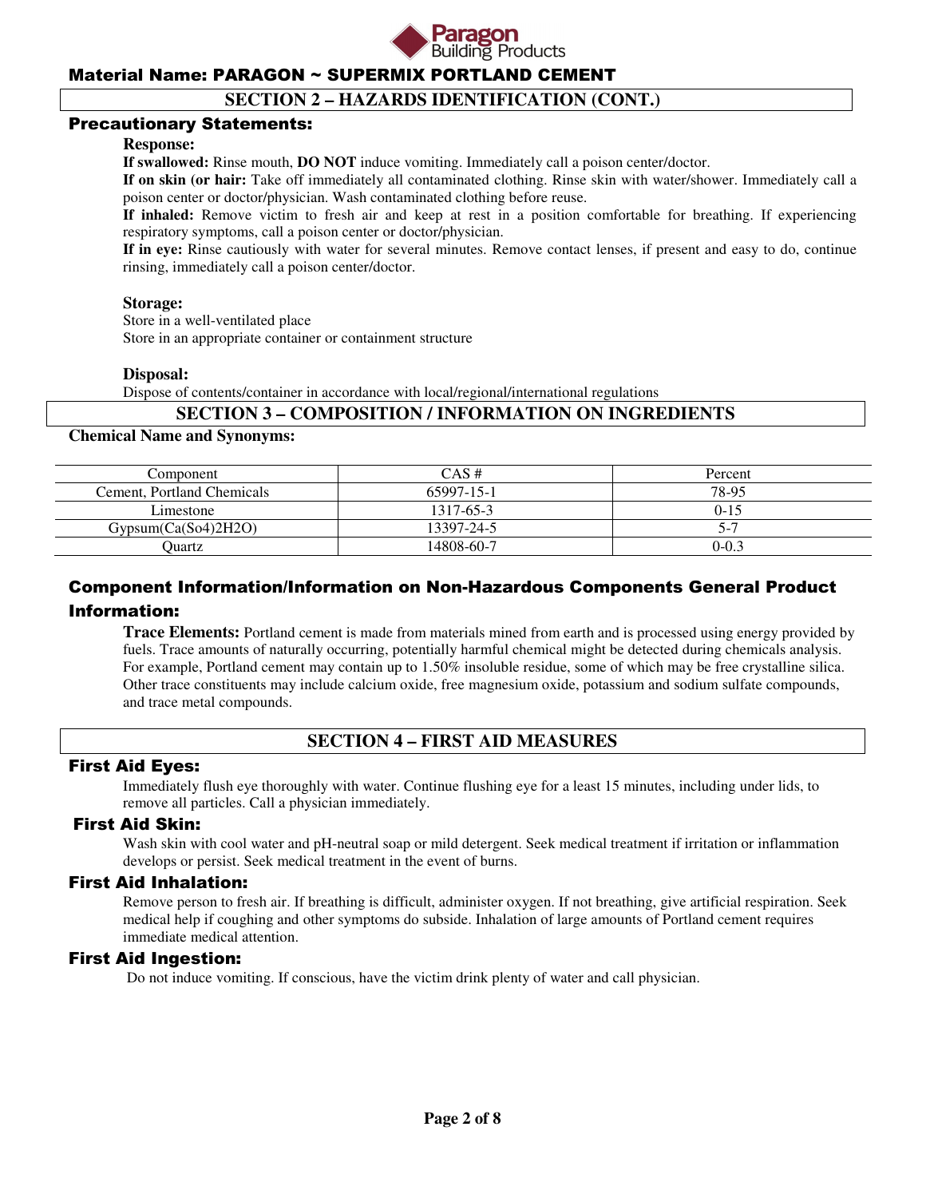## SECTION 2 – HAZARDS IDENTIFICATION (CONT.)

### Precautionary Statements:

**Response:**

**If swallowed:** Rinse mouth, **DO NOT** induce vomiting. Immediately call a poison center/doctor.

**If on skin (or hair:** Take off immediately all contaminated clothing. Rinse skin with water/shower. Immediately call a poison center or doctor/physician. Wash contaminated clothing before reuse.

**If inhaled:** Remove victim to fresh air and keep at rest in a position comfortable for breathing. If experiencing respiratory symptoms, call a poison center or doctor/physician.

**If in eye:** Rinse cautiously with water for several minutes. Remove contact lenses, if present and easy to do, continue rinsing, immediately call a poison center/doctor.

**Storage:**

Store in a well-ventilated place

Store in an appropriate container or containment structure

**Disposal:**

Dispose of contents/container in accordance with local/regional/international regulations

## SECTION 3 – COMPOSITION / INFORMATION ON INGREDIENTS

**Chemical Name and Synonyms:**

| Component | CAS # | Percent |
|---|---|---|
| Cement, Portland Chemicals | 65997-15-1 | 78-95 |
| Limestone | 1317-65-3 | 0-15 |
| Gypsum(Ca(So4)2H2O) | 13397-24-5 | 5-7 |
| Quartz | 14808-60-7 | 0-0.3 |

### Component Information/Information on Non-Hazardous Components General Product Information:

**Trace Elements:** Portland cement is made from materials mined from earth and is processed using energy provided by fuels. Trace amounts of naturally occurring, potentially harmful chemical might be detected during chemicals analysis. For example, Portland cement may contain up to 1.50% insoluble residue, some of which may be free crystalline silica. Other trace constituents may include calcium oxide, free magnesium oxide, potassium and sodium sulfate compounds, and trace metal compounds.

## SECTION 4 – FIRST AID MEASURES

### First Aid Eyes:

Immediately flush eye thoroughly with water. Continue flushing eye for a least 15 minutes, including under lids, to remove all particles. Call a physician immediately.

### First Aid Skin:

Wash skin with cool water and pH-neutral soap or mild detergent. Seek medical treatment if irritation or inflammation develops or persist. Seek medical treatment in the event of burns.

### First Aid Inhalation:

Remove person to fresh air. If breathing is difficult, administer oxygen. If not breathing, give artificial respiration. Seek medical help if coughing and other symptoms do subside. Inhalation of large amounts of Portland cement requires immediate medical attention.

### First Aid Ingestion:

Do not induce vomiting. If conscious, have the victim drink plenty of water and call physician.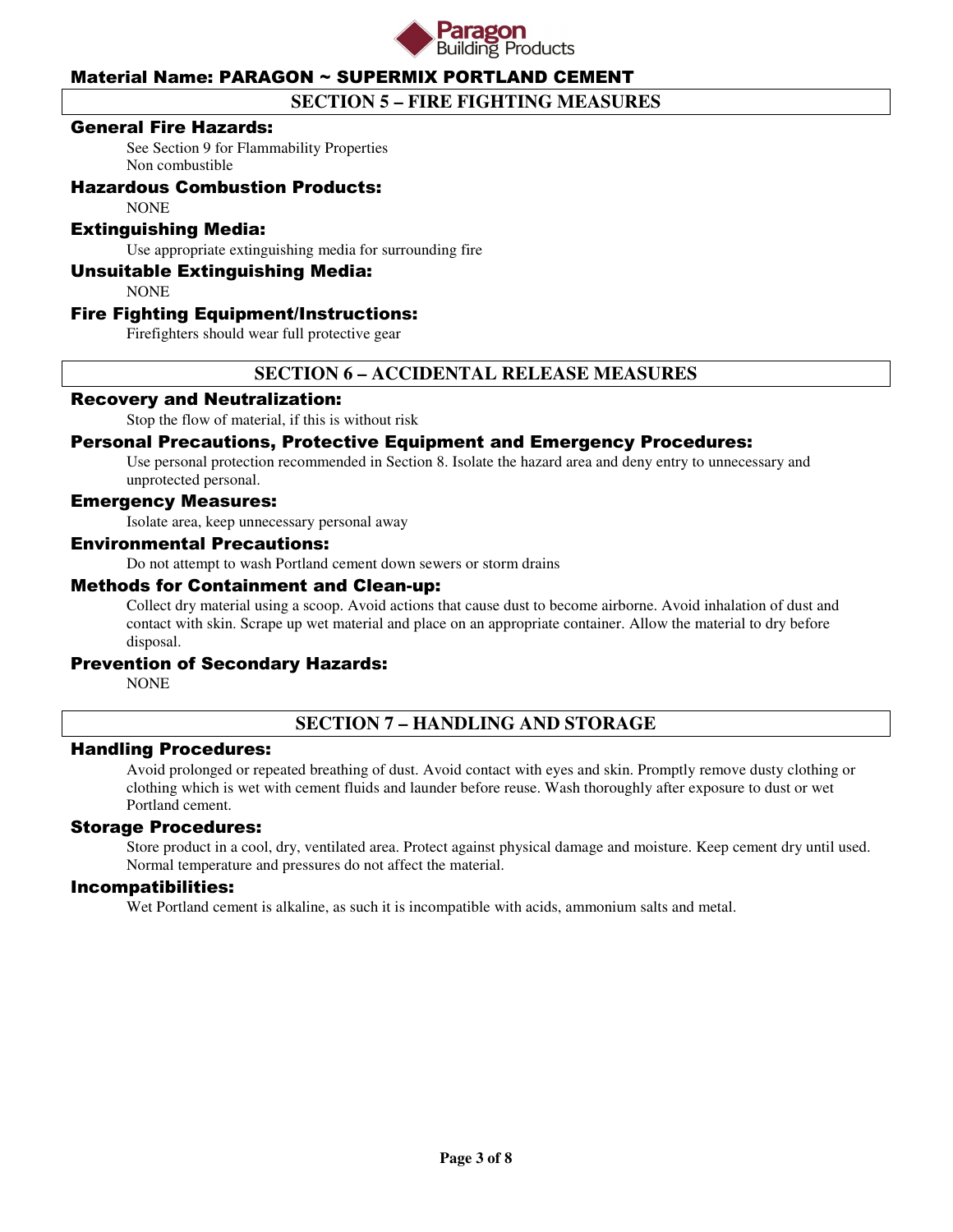## Material Name: PARAGON ~ SUPERMIX PORTLAND CEMENT

## SECTION 5 – FIRE FIGHTING MEASURES

### General Fire Hazards:

See Section 9 for Flammability Properties
Non combustible

### Hazardous Combustion Products:

NONE

### Extinguishing Media:

Use appropriate extinguishing media for surrounding fire

### Unsuitable Extinguishing Media:

NONE

### Fire Fighting Equipment/Instructions:

Firefighters should wear full protective gear

## SECTION 6 – ACCIDENTAL RELEASE MEASURES

### Recovery and Neutralization:

Stop the flow of material, if this is without risk

### Personal Precautions, Protective Equipment and Emergency Procedures:

Use personal protection recommended in Section 8. Isolate the hazard area and deny entry to unnecessary and unprotected personal.

### Emergency Measures:

Isolate area, keep unnecessary personal away

### Environmental Precautions:

Do not attempt to wash Portland cement down sewers or storm drains

### Methods for Containment and Clean-up:

Collect dry material using a scoop. Avoid actions that cause dust to become airborne. Avoid inhalation of dust and contact with skin. Scrape up wet material and place on an appropriate container. Allow the material to dry before disposal.

### Prevention of Secondary Hazards:

NONE

## SECTION 7 – HANDLING AND STORAGE

### Handling Procedures:

Avoid prolonged or repeated breathing of dust. Avoid contact with eyes and skin. Promptly remove dusty clothing or clothing which is wet with cement fluids and launder before reuse. Wash thoroughly after exposure to dust or wet Portland cement.

### Storage Procedures:

Store product in a cool, dry, ventilated area. Protect against physical damage and moisture. Keep cement dry until used. Normal temperature and pressures do not affect the material.

### Incompatibilities:

Wet Portland cement is alkaline, as such it is incompatible with acids, ammonium salts and metal.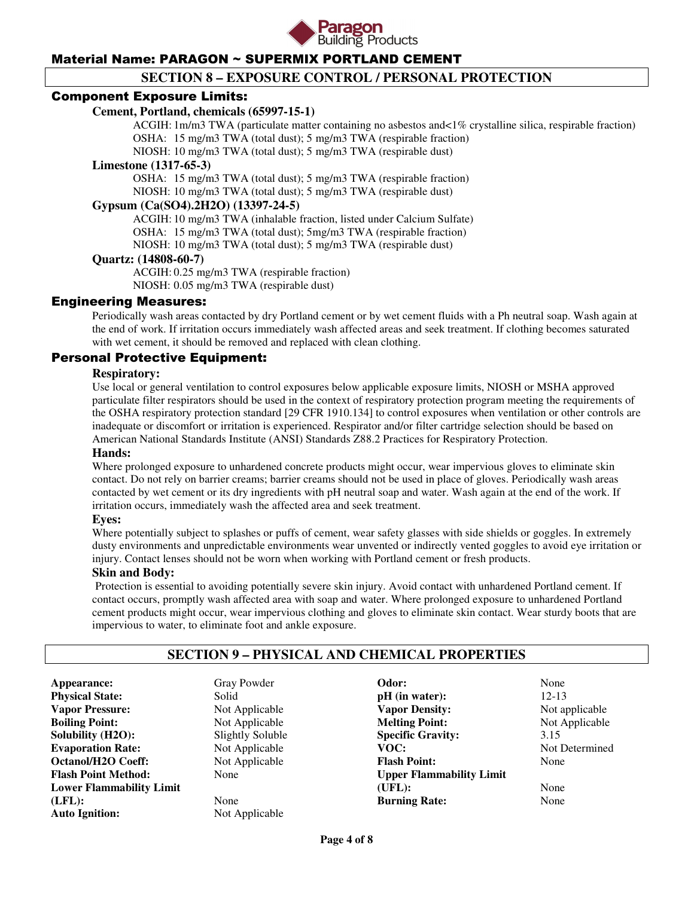## SECTION 8 – EXPOSURE CONTROL / PERSONAL PROTECTION

### Component Exposure Limits:

**Cement, Portland, chemicals (65997-15-1)**

ACGIH: 1m/m3 TWA (particulate matter containing no asbestos and<1% crystalline silica, respirable fraction)
OSHA: 15 mg/m3 TWA (total dust); 5 mg/m3 TWA (respirable fraction)
NIOSH: 10 mg/m3 TWA (total dust); 5 mg/m3 TWA (respirable dust)

**Limestone (1317-65-3)**

OSHA: 15 mg/m3 TWA (total dust); 5 mg/m3 TWA (respirable fraction)
NIOSH: 10 mg/m3 TWA (total dust); 5 mg/m3 TWA (respirable dust)

**Gypsum (Ca(SO4).2H2O) (13397-24-5)**

ACGIH: 10 mg/m3 TWA (inhalable fraction, listed under Calcium Sulfate)
OSHA: 15 mg/m3 TWA (total dust); 5mg/m3 TWA (respirable fraction)
NIOSH: 10 mg/m3 TWA (total dust); 5 mg/m3 TWA (respirable dust)

**Quartz: (14808-60-7)**

ACGIH: 0.25 mg/m3 TWA (respirable fraction)
NIOSH: 0.05 mg/m3 TWA (respirable dust)

### Engineering Measures:

Periodically wash areas contacted by dry Portland cement or by wet cement fluids with a Ph neutral soap. Wash again at the end of work. If irritation occurs immediately wash affected areas and seek treatment. If clothing becomes saturated with wet cement, it should be removed and replaced with clean clothing.

### Personal Protective Equipment:

**Respiratory:**

Use local or general ventilation to control exposures below applicable exposure limits, NIOSH or MSHA approved particulate filter respirators should be used in the context of respiratory protection program meeting the requirements of the OSHA respiratory protection standard [29 CFR 1910.134] to control exposures when ventilation or other controls are inadequate or discomfort or irritation is experienced. Respirator and/or filter cartridge selection should be based on American National Standards Institute (ANSI) Standards Z88.2 Practices for Respiratory Protection.

**Hands:**

Where prolonged exposure to unhardened concrete products might occur, wear impervious gloves to eliminate skin contact. Do not rely on barrier creams; barrier creams should not be used in place of gloves. Periodically wash areas contacted by wet cement or its dry ingredients with pH neutral soap and water. Wash again at the end of the work. If irritation occurs, immediately wash the affected area and seek treatment.

**Eyes:**

Where potentially subject to splashes or puffs of cement, wear safety glasses with side shields or goggles. In extremely dusty environments and unpredictable environments wear unvented or indirectly vented goggles to avoid eye irritation or injury. Contact lenses should not be worn when working with Portland cement or fresh products.

**Skin and Body:**

Protection is essential to avoiding potentially severe skin injury. Avoid contact with unhardened Portland cement. If contact occurs, promptly wash affected area with soap and water. Where prolonged exposure to unhardened Portland cement products might occur, wear impervious clothing and gloves to eliminate skin contact. Wear sturdy boots that are impervious to water, to eliminate foot and ankle exposure.

## SECTION 9 – PHYSICAL AND CHEMICAL PROPERTIES

| Property | Value | Property | Value |
|---|---|---|---|
| **Appearance:** | Gray Powder | **Odor:** | None |
| **Physical State:** | Solid | **pH (in water):** | 12-13 |
| **Vapor Pressure:** | Not Applicable | **Vapor Density:** | Not applicable |
| **Boiling Point:** | Not Applicable | **Melting Point:** | Not Applicable |
| **Solubility (H2O):** | Slightly Soluble | **Specific Gravity:** | 3.15 |
| **Evaporation Rate:** | Not Applicable | **VOC:** | Not Determined |
| **Octanol/H2O Coeff:** | Not Applicable | **Flash Point:** | None |
| **Flash Point Method:** | None | **Upper Flammability Limit (UFL):** | None |
| **Lower Flammability Limit (LFL):** | None | **Burning Rate:** | None |
| **Auto Ignition:** | Not Applicable | | |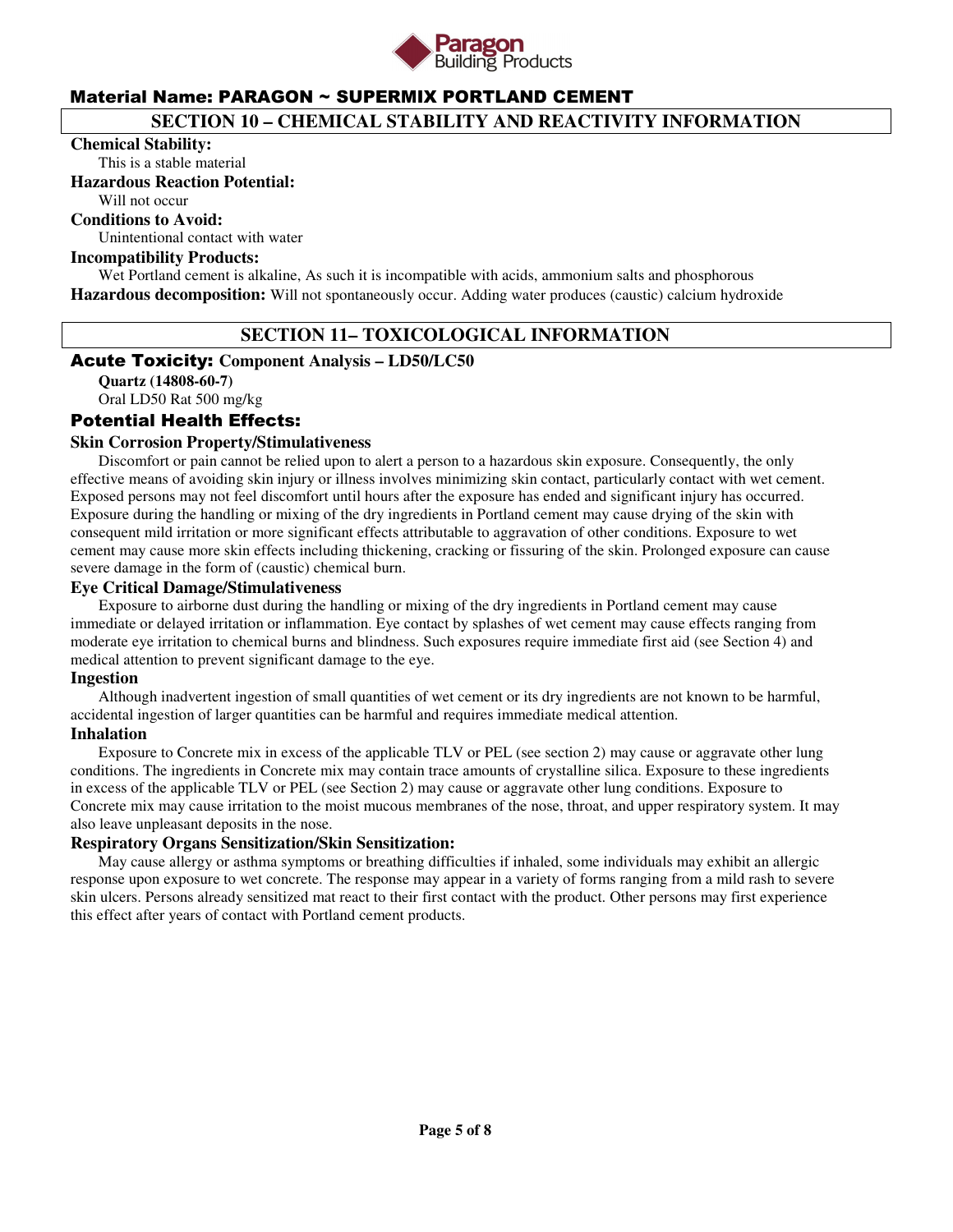## Material Name: PARAGON ~ SUPERMIX PORTLAND CEMENT

## SECTION 10 – CHEMICAL STABILITY AND REACTIVITY INFORMATION

**Chemical Stability:**

This is a stable material

**Hazardous Reaction Potential:**

Will not occur

**Conditions to Avoid:**

Unintentional contact with water

**Incompatibility Products:**

Wet Portland cement is alkaline, As such it is incompatible with acids, ammonium salts and phosphorous

**Hazardous decomposition:** Will not spontaneously occur. Adding water produces (caustic) calcium hydroxide

## SECTION 11– TOXICOLOGICAL INFORMATION

### Acute Toxicity: Component Analysis – LD50/LC50

**Quartz (14808-60-7)**

Oral LD50 Rat 500 mg/kg

### Potential Health Effects:

**Skin Corrosion Property/Stimulativeness**

Discomfort or pain cannot be relied upon to alert a person to a hazardous skin exposure. Consequently, the only effective means of avoiding skin injury or illness involves minimizing skin contact, particularly contact with wet cement. Exposed persons may not feel discomfort until hours after the exposure has ended and significant injury has occurred. Exposure during the handling or mixing of the dry ingredients in Portland cement may cause drying of the skin with consequent mild irritation or more significant effects attributable to aggravation of other conditions. Exposure to wet cement may cause more skin effects including thickening, cracking or fissuring of the skin. Prolonged exposure can cause severe damage in the form of (caustic) chemical burn.

**Eye Critical Damage/Stimulativeness**

Exposure to airborne dust during the handling or mixing of the dry ingredients in Portland cement may cause immediate or delayed irritation or inflammation. Eye contact by splashes of wet cement may cause effects ranging from moderate eye irritation to chemical burns and blindness. Such exposures require immediate first aid (see Section 4) and medical attention to prevent significant damage to the eye.

**Ingestion**

Although inadvertent ingestion of small quantities of wet cement or its dry ingredients are not known to be harmful, accidental ingestion of larger quantities can be harmful and requires immediate medical attention.

**Inhalation**

Exposure to Concrete mix in excess of the applicable TLV or PEL (see section 2) may cause or aggravate other lung conditions. The ingredients in Concrete mix may contain trace amounts of crystalline silica. Exposure to these ingredients in excess of the applicable TLV or PEL (see Section 2) may cause or aggravate other lung conditions. Exposure to Concrete mix may cause irritation to the moist mucous membranes of the nose, throat, and upper respiratory system. It may also leave unpleasant deposits in the nose.

**Respiratory Organs Sensitization/Skin Sensitization:**

May cause allergy or asthma symptoms or breathing difficulties if inhaled, some individuals may exhibit an allergic response upon exposure to wet concrete. The response may appear in a variety of forms ranging from a mild rash to severe skin ulcers. Persons already sensitized mat react to their first contact with the product. Other persons may first experience this effect after years of contact with Portland cement products.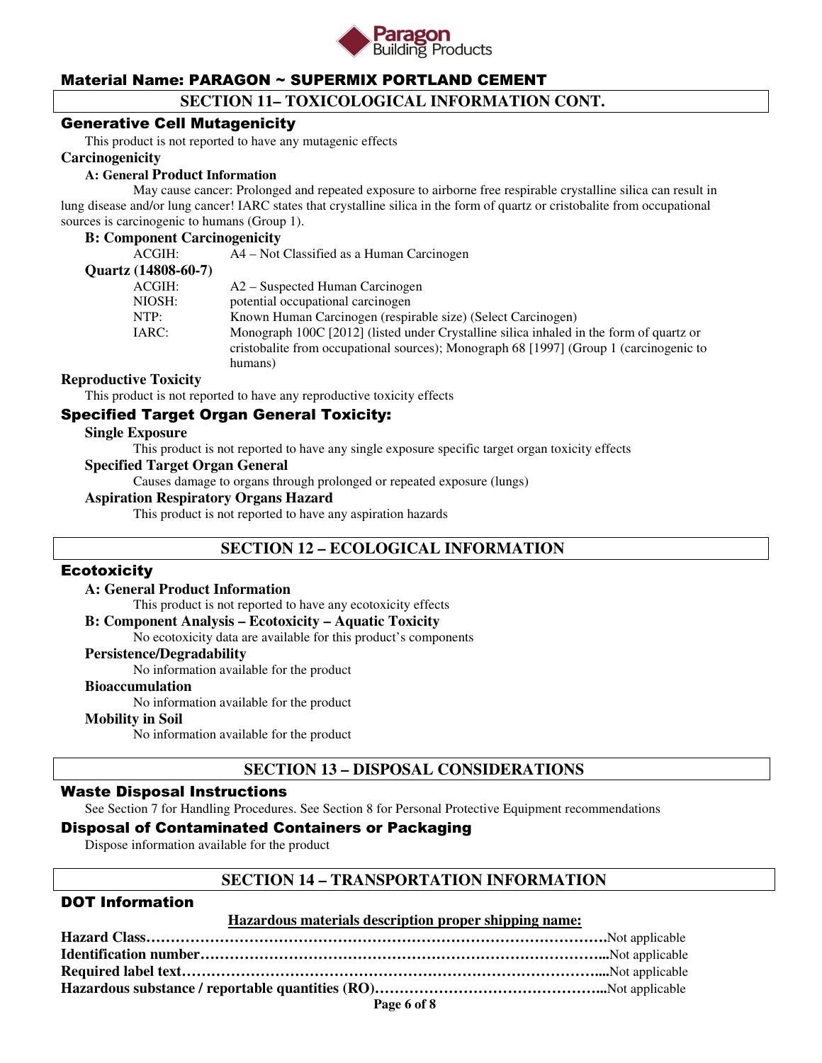Material Name: PARAGON ~ SUPERMIX PORTLAND CEMENT

## SECTION 11– TOXICOLOGICAL INFORMATION CONT.

### Generative Cell Mutagenicity

This product is not reported to have any mutagenic effects

**Carcinogenicity**

**A: General Product Information**

May cause cancer: Prolonged and repeated exposure to airborne free respirable crystalline silica can result in lung disease and/or lung cancer! IARC states that crystalline silica in the form of quartz or cristobalite from occupational sources is carcinogenic to humans (Group 1).

**B: Component Carcinogenicity**

ACGIH: A4 – Not Classified as a Human Carcinogen

**Quartz (14808-60-7)**

| | |
|---|---|
| ACGIH: | A2 – Suspected Human Carcinogen |
| NIOSH: | potential occupational carcinogen |
| NTP: | Known Human Carcinogen (respirable size) (Select Carcinogen) |
| IARC: | Monograph 100C [2012] (listed under Crystalline silica inhaled in the form of quartz or cristobalite from occupational sources); Monograph 68 [1997] (Group 1 (carcinogenic to humans) |

**Reproductive Toxicity**

This product is not reported to have any reproductive toxicity effects

### Specified Target Organ General Toxicity:

**Single Exposure**

This product is not reported to have any single exposure specific target organ toxicity effects

**Specified Target Organ General**

Causes damage to organs through prolonged or repeated exposure (lungs)

**Aspiration Respiratory Organs Hazard**

This product is not reported to have any aspiration hazards

## SECTION 12 – ECOLOGICAL INFORMATION

### Ecotoxicity

**A: General Product Information**

This product is not reported to have any ecotoxicity effects

**B: Component Analysis – Ecotoxicity – Aquatic Toxicity**

No ecotoxicity data are available for this product's components

**Persistence/Degradability**

No information available for the product

**Bioaccumulation**

No information available for the product

**Mobility in Soil**

No information available for the product

## SECTION 13 – DISPOSAL CONSIDERATIONS

### Waste Disposal Instructions

See Section 7 for Handling Procedures. See Section 8 for Personal Protective Equipment recommendations

### Disposal of Contaminated Containers or Packaging

Dispose information available for the product

## SECTION 14 – TRANSPORTATION INFORMATION

### DOT Information

**Hazardous materials description proper shipping name:**

**Hazard Class**……………………………………………………………………………….Not applicable
**Identification number**………………………………………………………………………..Not applicable
**Required label text**……………………………………………………………………………...Not applicable
**Hazardous substance / reportable quantities (RO)**………………………………………...Not applicable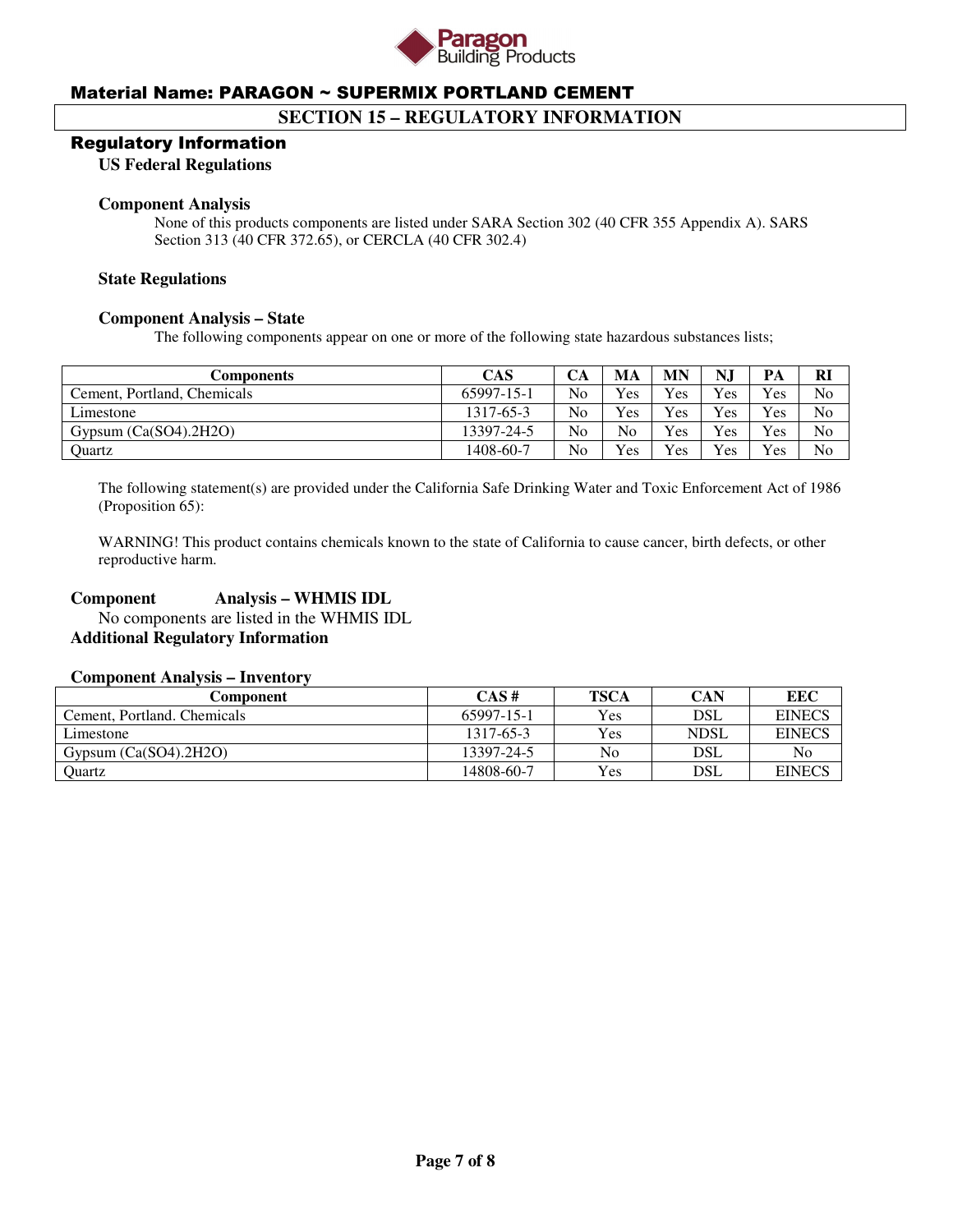# Material Name: PARAGON ~ SUPERMIX PORTLAND CEMENT

## SECTION 15 – REGULATORY INFORMATION

### Regulatory Information

**US Federal Regulations**

**Component Analysis**

None of this products components are listed under SARA Section 302 (40 CFR 355 Appendix A). SARS Section 313 (40 CFR 372.65), or CERCLA (40 CFR 302.4)

**State Regulations**

**Component Analysis – State**

The following components appear on one or more of the following state hazardous substances lists;

| Components | CAS | CA | MA | MN | NJ | PA | RI |
|---|---|---|---|---|---|---|---|
| Cement, Portland, Chemicals | 65997-15-1 | No | Yes | Yes | Yes | Yes | No |
| Limestone | 1317-65-3 | No | Yes | Yes | Yes | Yes | No |
| Gypsum (Ca(SO4).2H2O) | 13397-24-5 | No | No | Yes | Yes | Yes | No |
| Quartz | 1408-60-7 | No | Yes | Yes | Yes | Yes | No |

The following statement(s) are provided under the California Safe Drinking Water and Toxic Enforcement Act of 1986 (Proposition 65):

WARNING! This product contains chemicals known to the state of California to cause cancer, birth defects, or other reproductive harm.

**Component Analysis – WHMIS IDL**

No components are listed in the WHMIS IDL

**Additional Regulatory Information**

**Component Analysis – Inventory**

| Component | CAS # | TSCA | CAN | EEC |
|---|---|---|---|---|
| Cement, Portland. Chemicals | 65997-15-1 | Yes | DSL | EINECS |
| Limestone | 1317-65-3 | Yes | NDSL | EINECS |
| Gypsum (Ca(SO4).2H2O) | 13397-24-5 | No | DSL | No |
| Quartz | 14808-60-7 | Yes | DSL | EINECS |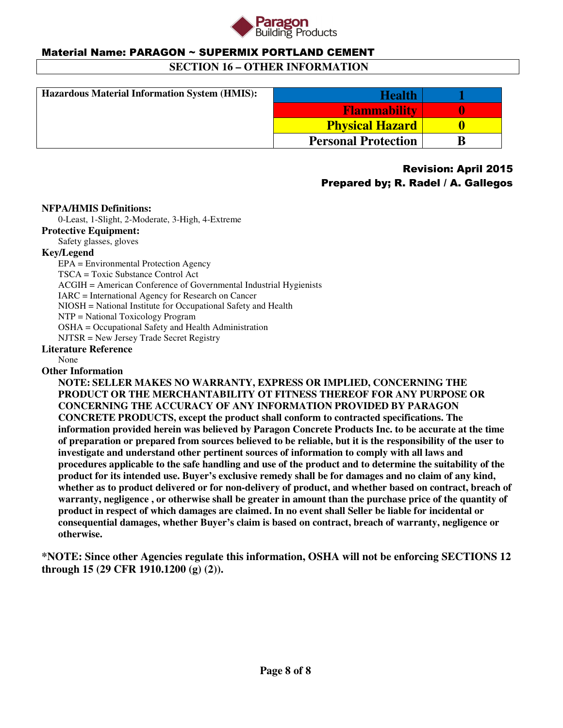Material Name: PARAGON ~ SUPERMIX PORTLAND CEMENT

## SECTION 16 – OTHER INFORMATION

| | | |
|---|---|---|
| **Hazardous Material Information System (HMIS):** | **Health** | **1** |
| | **Flammability** | **0** |
| | **Physical Hazard** | **0** |
| | **Personal Protection** | **B** |

**Revision: April 2015**
**Prepared by; R. Radel / A. Gallegos**

**NFPA/HMIS Definitions:**
0-Least, 1-Slight, 2-Moderate, 3-High, 4-Extreme

**Protective Equipment:**
Safety glasses, gloves

**Key/Legend**
EPA = Environmental Protection Agency
TSCA = Toxic Substance Control Act
ACGIH = American Conference of Governmental Industrial Hygienists
IARC = International Agency for Research on Cancer
NIOSH = National Institute for Occupational Safety and Health
NTP = National Toxicology Program
OSHA = Occupational Safety and Health Administration
NJTSR = New Jersey Trade Secret Registry

**Literature Reference**
None

**Other Information**
**NOTE: SELLER MAKES NO WARRANTY, EXPRESS OR IMPLIED, CONCERNING THE PRODUCT OR THE MERCHANTABILITY OT FITNESS THEREOF FOR ANY PURPOSE OR CONCERNING THE ACCURACY OF ANY INFORMATION PROVIDED BY PARAGON CONCRETE PRODUCTS, except the product shall conform to contracted specifications. The information provided herein was believed by Paragon Concrete Products Inc. to be accurate at the time of preparation or prepared from sources believed to be reliable, but it is the responsibility of the user to investigate and understand other pertinent sources of information to comply with all laws and procedures applicable to the safe handling and use of the product and to determine the suitability of the product for its intended use. Buyer's exclusive remedy shall be for damages and no claim of any kind, whether as to product delivered or for non-delivery of product, and whether based on contract, breach of warranty, negligence , or otherwise shall be greater in amount than the purchase price of the quantity of product in respect of which damages are claimed. In no event shall Seller be liable for incidental or consequential damages, whether Buyer's claim is based on contract, breach of warranty, negligence or otherwise.**

***NOTE: Since other Agencies regulate this information, OSHA will not be enforcing SECTIONS 12 through 15 (29 CFR 1910.1200 (g) (2)).**